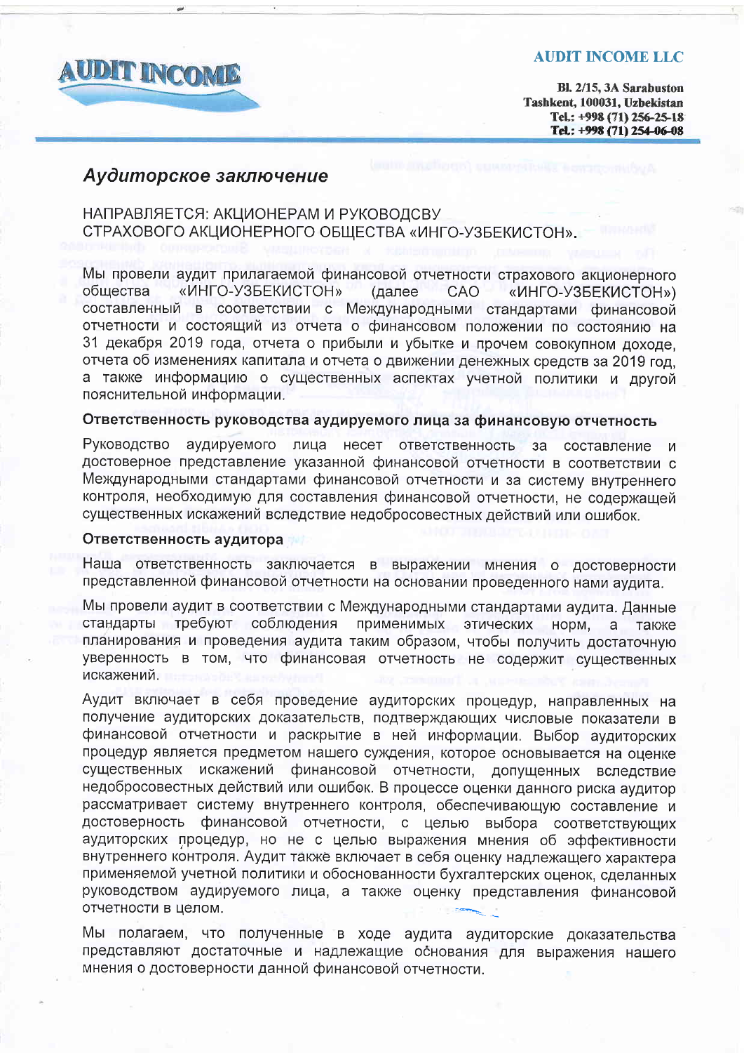**AUDIT INCOME**

**AUDIT INCOME LLC**

**Bl. 2/15, 3A Sarabuston**
**Tashkent, 100031, Uzbekistan**
**Tel.: +998 (71) 256-25-18**
**Tel.: +998 (71) 254-06-08**

## *Аудиторское заключение*

НАПРАВЛЯЕТСЯ: АКЦИОНЕРАМ И РУКОВОДСВУ СТРАХОВОГО АКЦИОНЕРНОГО ОБЩЕСТВА «ИНГО-УЗБЕКИСТОН».

Мы провели аудит прилагаемой финансовой отчетности страхового акционерного общества «ИНГО-УЗБЕКИСТОН» (далее САО «ИНГО-УЗБЕКИСТОН») составленный в соответствии с Международными стандартами финансовой отчетности и состоящий из отчета о финансовом положении по состоянию на 31 декабря 2019 года, отчета о прибыли и убытке и прочем совокупном доходе, отчета об изменениях капитала и отчета о движении денежных средств за 2019 год, а также информацию о существенных аспектах учетной политики и другой пояснительной информации.

### Ответственность руководства аудируемого лица за финансовую отчетность

Руководство аудируемого лица несет ответственность за составление и достоверное представление указанной финансовой отчетности в соответствии с Международными стандартами финансовой отчетности и за систему внутреннего контроля, необходимую для составления финансовой отчетности, не содержащей существенных искажений вследствие недобросовестных действий или ошибок.

### Ответственность аудитора

Наша ответственность заключается в выражении мнения о достоверности представленной финансовой отчетности на основании проведенного нами аудита.

Мы провели аудит в соответствии с Международными стандартами аудита. Данные стандарты требуют соблюдения применимых этических норм, а также планирования и проведения аудита таким образом, чтобы получить достаточную уверенность в том, что финансовая отчетность не содержит существенных искажений.

Аудит включает в себя проведение аудиторских процедур, направленных на получение аудиторских доказательств, подтверждающих числовые показатели в финансовой отчетности и раскрытие в ней информации. Выбор аудиторских процедур является предметом нашего суждения, которое основывается на оценке существенных искажений финансовой отчетности, допущенных вследствие недобросовестных действий или ошибок. В процессе оценки данного риска аудитор рассматривает систему внутреннего контроля, обеспечивающую составление и достоверность финансовой отчетности, с целью выбора соответствующих аудиторских процедур, но не с целью выражения мнения об эффективности внутреннего контроля. Аудит также включает в себя оценку надлежащего характера применяемой учетной политики и обоснованности бухгалтерских оценок, сделанных руководством аудируемого лица, а также оценку представления финансовой отчетности в целом.

Мы полагаем, что полученные в ходе аудита аудиторские доказательства представляют достаточные и надлежащие основания для выражения нашего мнения о достоверности данной финансовой отчетности.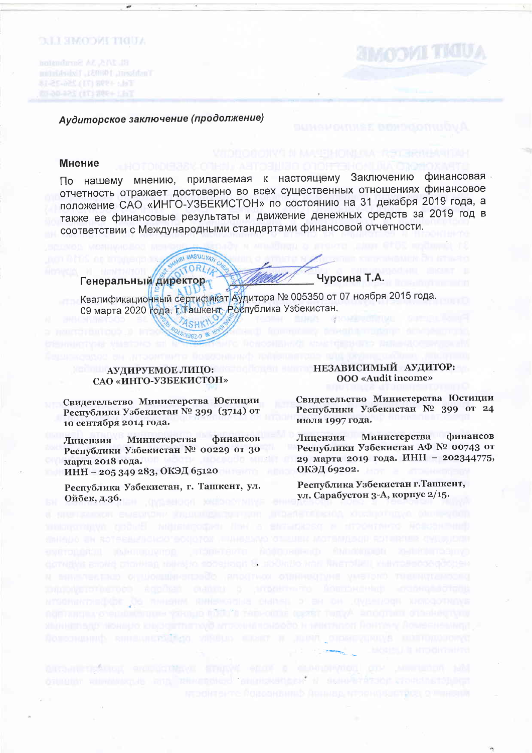*Аудиторское заключение (продолжение)*

**Мнение**

По нашему мнению, прилагаемая к настоящему Заключению финансовая отчетность отражает достоверно во всех существенных отношениях финансовое положение САО «ИНГО-УЗБЕКИСТОН» по состоянию на 31 декабря 2019 года, а также ее финансовые результаты и движение денежных средств за 2019 год в соответствии с Международными стандартами финансовой отчетности.

**Генеральный директор** ______________ **Чурсина Т.А.**

Квалификационный сертификат Аудитора № 005350 от 07 ноября 2015 года.
09 марта 2020 года. г.Ташкент, Республика Узбекистан.

**АУДИРУЕМОЕ ЛИЦО:**
**САО «ИНГО-УЗБЕКИСТОН»**

**Свидетельство Министерства Юстиции Республики Узбекистан № 399 (3714) от 10 сентября 2014 года.**

**Лицензия Министерства финансов Республики Узбекистан № 00229 от 30 марта 2018 года.**
**ИНН – 205 349 283, ОКЭД 65120**

**Республика Узбекистан, г. Ташкент, ул. Ойбек, д.36.**

**НЕЗАВИСИМЫЙ АУДИТОР:**
**ООО «Audit income»**

**Свидетельство Министерства Юстиции Республики Узбекистан № 399 от 24 июля 1997 года.**

**Лицензия Министерства финансов Республики Узбекистан АФ № 00743 от 29 марта 2019 года. ИНН – 202344775, ОКЭД 69202.**

**Республика Узбекистан г.Ташкент, ул. Сарабустон 3-А, корпус 2/15.**